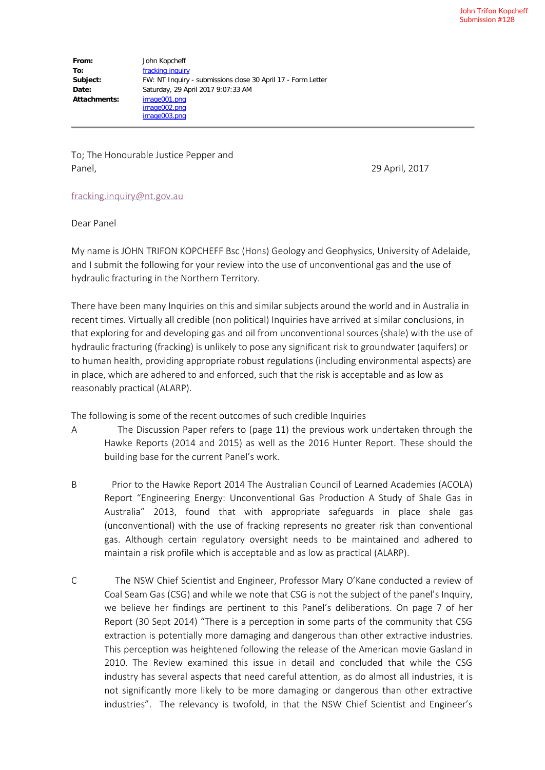John Trifon Kopcheff
Submission #128

| | |
|---|---|
| **From:** | John Kopcheff |
| **To:** | fracking inquiry |
| **Subject:** | FW: NT Inquiry - submissions close 30 April 17 - Form Letter |
| **Date:** | Saturday, 29 April 2017 9:07:33 AM |
| **Attachments:** | image001.png<br>image002.png<br>image003.png |

To; The Honourable Justice Pepper and Panel,

29 April, 2017

fracking.inquiry@nt.gov.au

Dear Panel

My name is JOHN TRIFON KOPCHEFF Bsc (Hons) Geology and Geophysics, University of Adelaide, and I submit the following for your review into the use of unconventional gas and the use of hydraulic fracturing in the Northern Territory.

There have been many Inquiries on this and similar subjects around the world and in Australia in recent times. Virtually all credible (non political) Inquiries have arrived at similar conclusions, in that exploring for and developing gas and oil from unconventional sources (shale) with the use of hydraulic fracturing (fracking) is unlikely to pose any significant risk to groundwater (aquifers) or to human health, providing appropriate robust regulations (including environmental aspects) are in place, which are adhered to and enforced, such that the risk is acceptable and as low as reasonably practical (ALARP).

The following is some of the recent outcomes of such credible Inquiries

A. The Discussion Paper refers to (page 11) the previous work undertaken through the Hawke Reports (2014 and 2015) as well as the 2016 Hunter Report. These should the building base for the current Panel's work.

B. Prior to the Hawke Report 2014 The Australian Council of Learned Academies (ACOLA) Report "Engineering Energy: Unconventional Gas Production A Study of Shale Gas in Australia" 2013, found that with appropriate safeguards in place shale gas (unconventional) with the use of fracking represents no greater risk than conventional gas. Although certain regulatory oversight needs to be maintained and adhered to maintain a risk profile which is acceptable and as low as practical (ALARP).

C. The NSW Chief Scientist and Engineer, Professor Mary O'Kane conducted a review of Coal Seam Gas (CSG) and while we note that CSG is not the subject of the panel's Inquiry, we believe her findings are pertinent to this Panel's deliberations. On page 7 of her Report (30 Sept 2014) "There is a perception in some parts of the community that CSG extraction is potentially more damaging and dangerous than other extractive industries. This perception was heightened following the release of the American movie Gasland in 2010. The Review examined this issue in detail and concluded that while the CSG industry has several aspects that need careful attention, as do almost all industries, it is not significantly more likely to be more damaging or dangerous than other extractive industries". The relevancy is twofold, in that the NSW Chief Scientist and Engineer's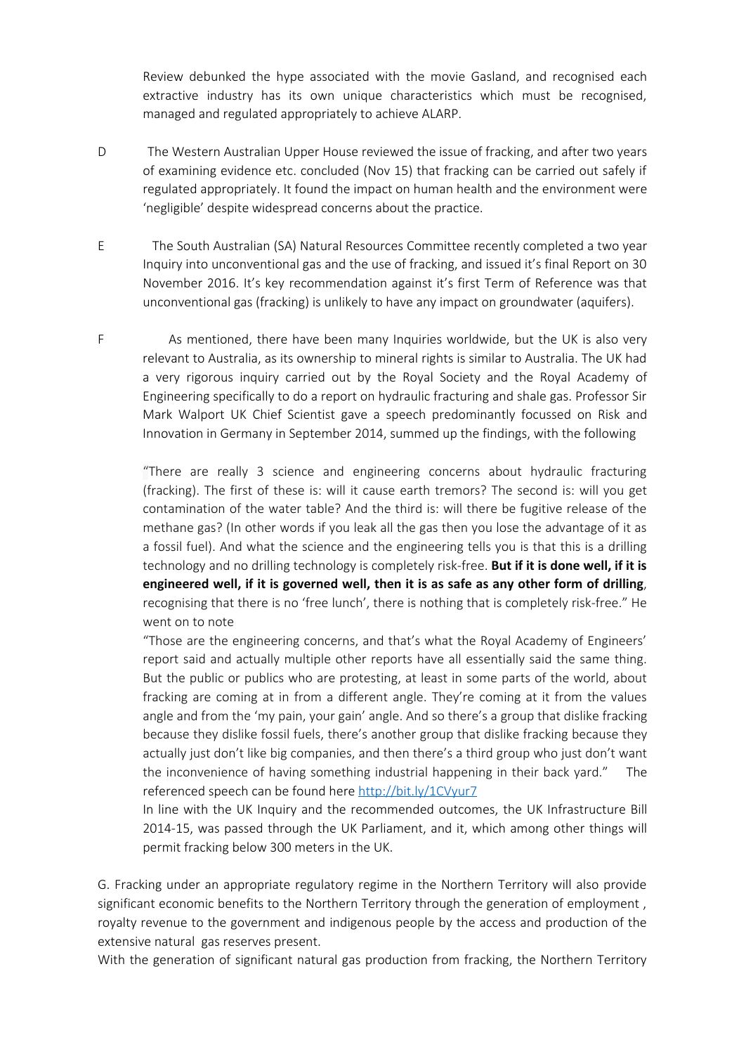Review debunked the hype associated with the movie Gasland, and recognised each extractive industry has its own unique characteristics which must be recognised, managed and regulated appropriately to achieve ALARP.

D The Western Australian Upper House reviewed the issue of fracking, and after two years of examining evidence etc. concluded (Nov 15) that fracking can be carried out safely if regulated appropriately. It found the impact on human health and the environment were 'negligible' despite widespread concerns about the practice.

E The South Australian (SA) Natural Resources Committee recently completed a two year Inquiry into unconventional gas and the use of fracking, and issued it's final Report on 30 November 2016. It's key recommendation against it's first Term of Reference was that unconventional gas (fracking) is unlikely to have any impact on groundwater (aquifers).

F As mentioned, there have been many Inquiries worldwide, but the UK is also very relevant to Australia, as its ownership to mineral rights is similar to Australia. The UK had a very rigorous inquiry carried out by the Royal Society and the Royal Academy of Engineering specifically to do a report on hydraulic fracturing and shale gas. Professor Sir Mark Walport UK Chief Scientist gave a speech predominantly focussed on Risk and Innovation in Germany in September 2014, summed up the findings, with the following

"There are really 3 science and engineering concerns about hydraulic fracturing (fracking). The first of these is: will it cause earth tremors? The second is: will you get contamination of the water table? And the third is: will there be fugitive release of the methane gas? (In other words if you leak all the gas then you lose the advantage of it as a fossil fuel). And what the science and the engineering tells you is that this is a drilling technology and no drilling technology is completely risk-free. **But if it is done well, if it is engineered well, if it is governed well, then it is as safe as any other form of drilling**, recognising that there is no 'free lunch', there is nothing that is completely risk-free." He went on to note

"Those are the engineering concerns, and that's what the Royal Academy of Engineers' report said and actually multiple other reports have all essentially said the same thing. But the public or publics who are protesting, at least in some parts of the world, about fracking are coming at in from a different angle. They're coming at it from the values angle and from the 'my pain, your gain' angle. And so there's a group that dislike fracking because they dislike fossil fuels, there's another group that dislike fracking because they actually just don't like big companies, and then there's a third group who just don't want the inconvenience of having something industrial happening in their back yard." The referenced speech can be found here http://bit.ly/1CVyur7

In line with the UK Inquiry and the recommended outcomes, the UK Infrastructure Bill 2014-15, was passed through the UK Parliament, and it, which among other things will permit fracking below 300 meters in the UK.

G. Fracking under an appropriate regulatory regime in the Northern Territory will also provide significant economic benefits to the Northern Territory through the generation of employment , royalty revenue to the government and indigenous people by the access and production of the extensive natural gas reserves present.

With the generation of significant natural gas production from fracking, the Northern Territory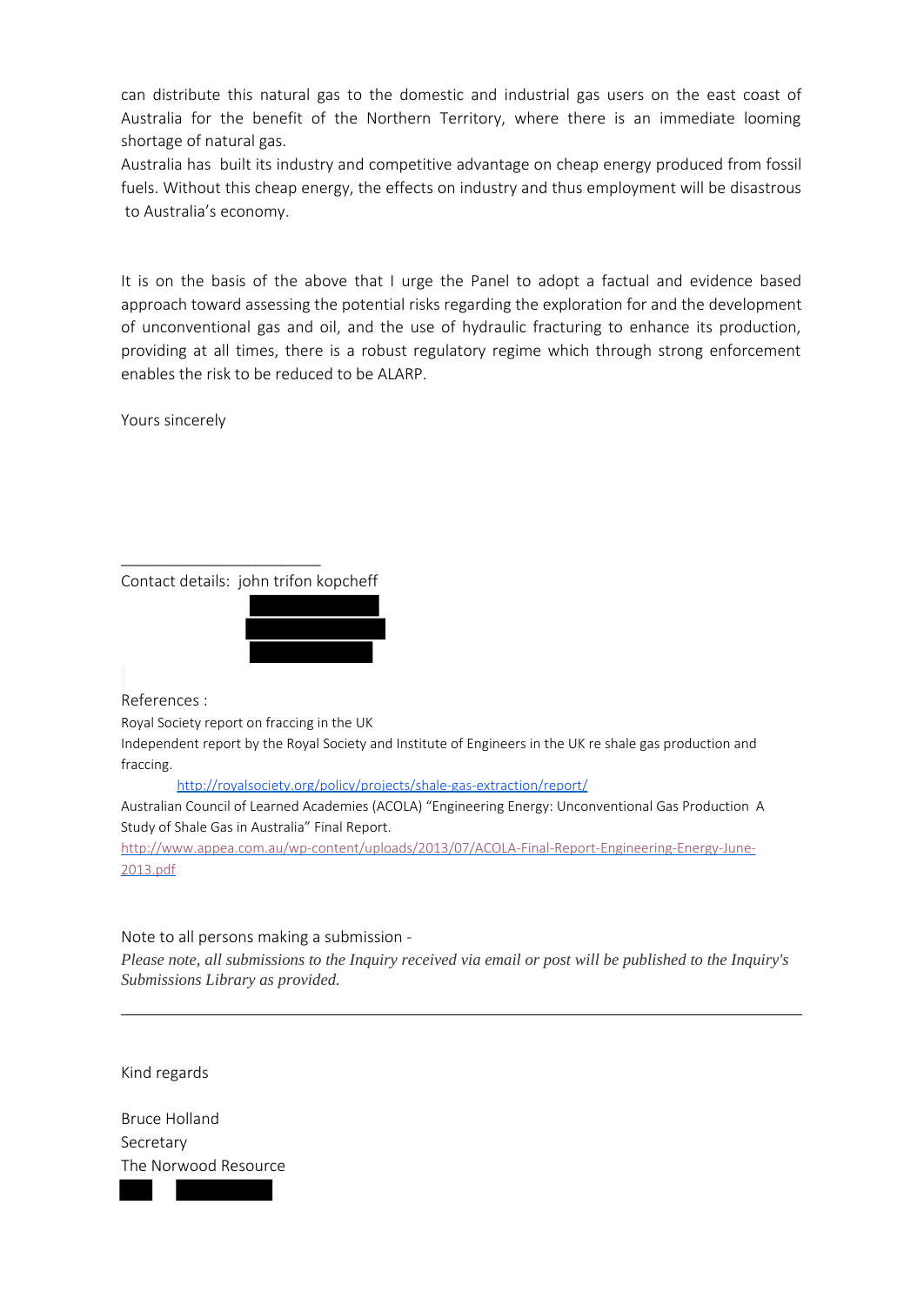can distribute this natural gas to the domestic and industrial gas users on the east coast of Australia for the benefit of the Northern Territory, where there is an immediate looming shortage of natural gas.
Australia has built its industry and competitive advantage on cheap energy produced from fossil fuels. Without this cheap energy, the effects on industry and thus employment will be disastrous to Australia's economy.

It is on the basis of the above that I urge the Panel to adopt a factual and evidence based approach toward assessing the potential risks regarding the exploration for and the development of unconventional gas and oil, and the use of hydraulic fracturing to enhance its production, providing at all times, there is a robust regulatory regime which through strong enforcement enables the risk to be reduced to be ALARP.

Yours sincerely

_______________________

Contact details: john trifon kopcheff

References :

Royal Society report on fraccing in the UK

Independent report by the Royal Society and Institute of Engineers in the UK re shale gas production and fraccing.

http://royalsociety.org/policy/projects/shale-gas-extraction/report/

Australian Council of Learned Academies (ACOLA) "Engineering Energy: Unconventional Gas Production A Study of Shale Gas in Australia" Final Report.

http://www.appea.com.au/wp-content/uploads/2013/07/ACOLA-Final-Report-Engineering-Energy-June-2013.pdf

Note to all persons making a submission -

*Please note, all submissions to the Inquiry received via email or post will be published to the Inquiry's Submissions Library as provided.*

---

Kind regards

Bruce Holland
Secretary
The Norwood Resource